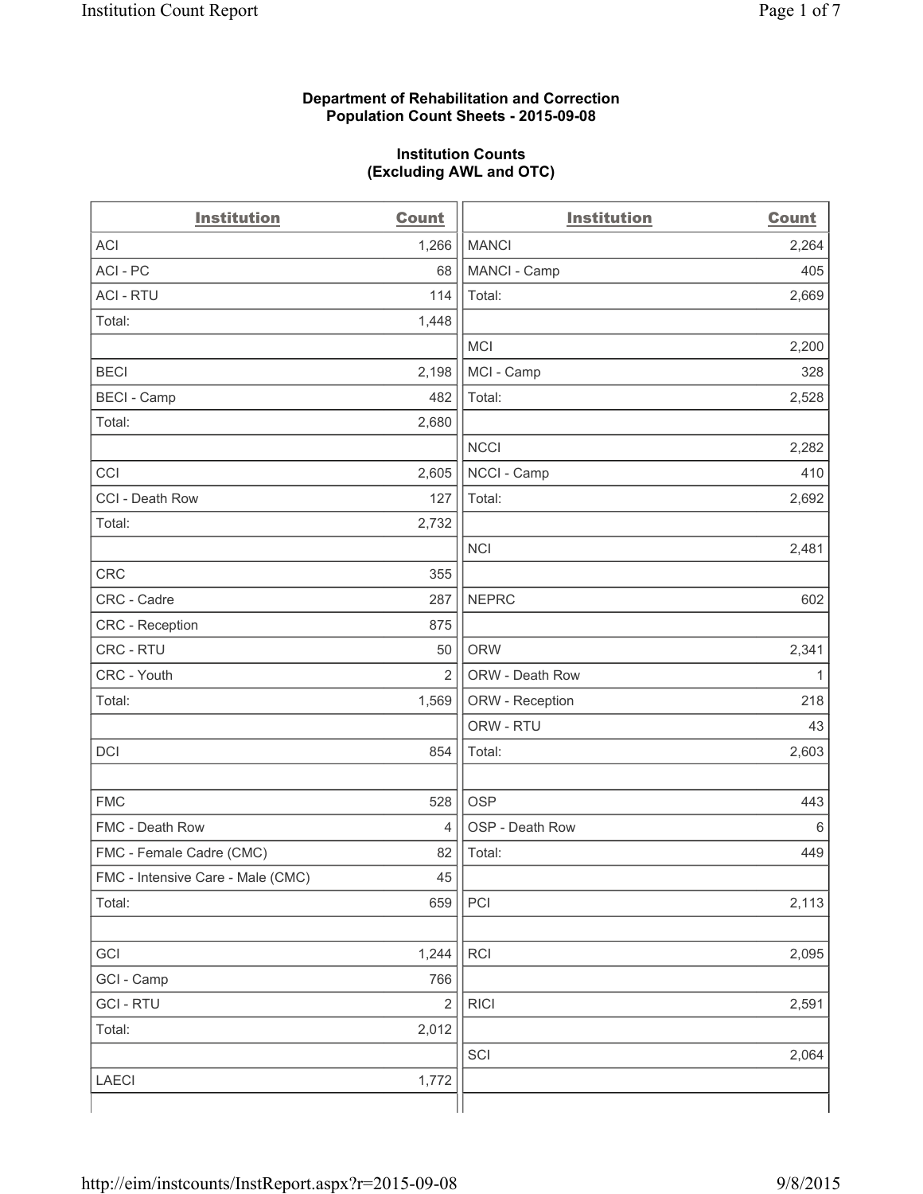**Department of Rehabilitation and Correction**
**Population Count Sheets - 2015-09-08**

**Institution Counts**
**(Excluding AWL and OTC)**

| Institution | Count | Institution | Count |
|---|---|---|---|
| ACI | 1,266 | MANCI | 2,264 |
| ACI - PC | 68 | MANCI - Camp | 405 |
| ACI - RTU | 114 | Total: | 2,669 |
| Total: | 1,448 | | |
| | | MCI | 2,200 |
| BECI | 2,198 | MCI - Camp | 328 |
| BECI - Camp | 482 | Total: | 2,528 |
| Total: | 2,680 | | |
| | | NCCI | 2,282 |
| CCI | 2,605 | NCCI - Camp | 410 |
| CCI - Death Row | 127 | Total: | 2,692 |
| Total: | 2,732 | | |
| | | NCI | 2,481 |
| CRC | 355 | | |
| CRC - Cadre | 287 | NEPRC | 602 |
| CRC - Reception | 875 | | |
| CRC - RTU | 50 | ORW | 2,341 |
| CRC - Youth | 2 | ORW - Death Row | 1 |
| Total: | 1,569 | ORW - Reception | 218 |
| | | ORW - RTU | 43 |
| DCI | 854 | Total: | 2,603 |
| | | | |
| FMC | 528 | OSP | 443 |
| FMC - Death Row | 4 | OSP - Death Row | 6 |
| FMC - Female Cadre (CMC) | 82 | Total: | 449 |
| FMC - Intensive Care - Male (CMC) | 45 | | |
| Total: | 659 | PCI | 2,113 |
| | | | |
| GCI | 1,244 | RCI | 2,095 |
| GCI - Camp | 766 | | |
| GCI - RTU | 2 | RICI | 2,591 |
| Total: | 2,012 | | |
| | | SCI | 2,064 |
| LAECI | 1,772 | | |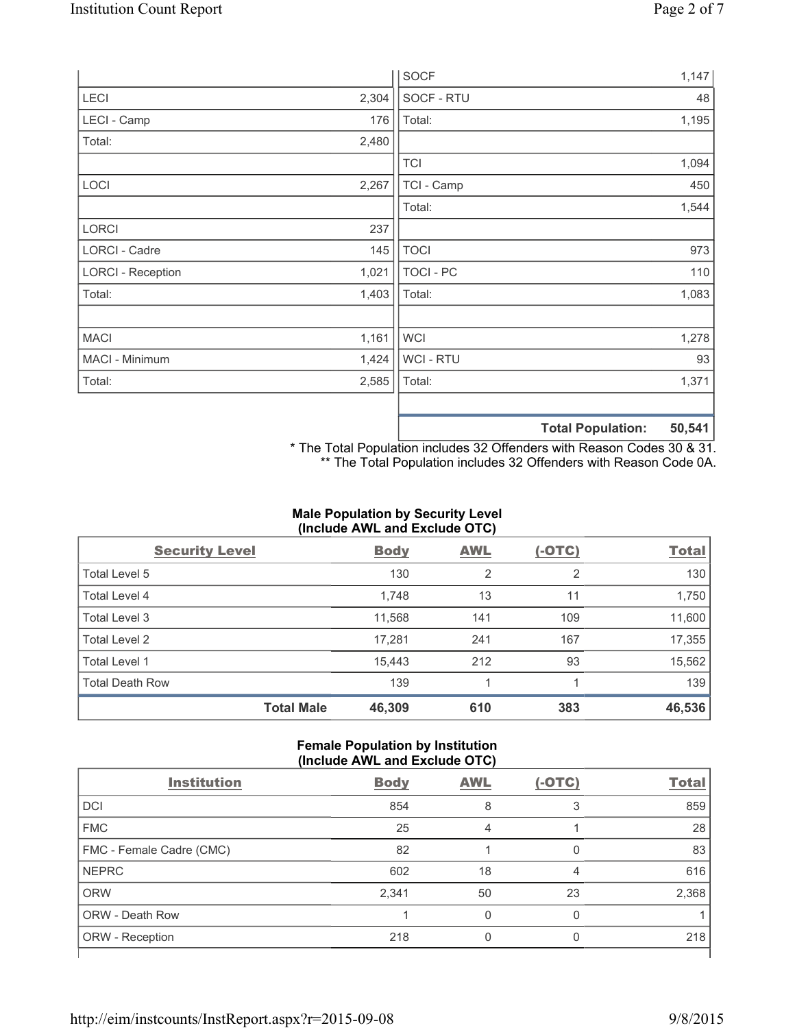| | |
|---|---|
| LECI | 2,304 |
| LECI - Camp | 176 |
| Total: | 2,480 |
| | |
| LOCI | 2,267 |
| | |
| LORCI | 237 |
| LORCI - Cadre | 145 |
| LORCI - Reception | 1,021 |
| Total: | 1,403 |
| | |
| MACI | 1,161 |
| MACI - Minimum | 1,424 |
| Total: | 2,585 |

| | |
|---|---|
| SOCF | 1,147 |
| SOCF - RTU | 48 |
| Total: | 1,195 |
| | |
| TCI | 1,094 |
| TCI - Camp | 450 |
| Total: | 1,544 |
| | |
| TOCI | 973 |
| TOCI - PC | 110 |
| Total: | 1,083 |
| | |
| WCI | 1,278 |
| WCI - RTU | 93 |
| Total: | 1,371 |
| | |
| **Total Population:** | **50,541** |

\* The Total Population includes 32 Offenders with Reason Codes 30 & 31.
\*\* The Total Population includes 32 Offenders with Reason Code 0A.

**Male Population by Security Level (Include AWL and Exclude OTC)**

| Security Level | Body | AWL | (-OTC) | Total |
|---|---|---|---|---|
| Total Level 5 | 130 | 2 | 2 | 130 |
| Total Level 4 | 1,748 | 13 | 11 | 1,750 |
| Total Level 3 | 11,568 | 141 | 109 | 11,600 |
| Total Level 2 | 17,281 | 241 | 167 | 17,355 |
| Total Level 1 | 15,443 | 212 | 93 | 15,562 |
| Total Death Row | 139 | 1 | 1 | 139 |
| **Total Male** | **46,309** | **610** | **383** | **46,536** |

**Female Population by Institution (Include AWL and Exclude OTC)**

| Institution | Body | AWL | (-OTC) | Total |
|---|---|---|---|---|
| DCI | 854 | 8 | 3 | 859 |
| FMC | 25 | 4 | 1 | 28 |
| FMC - Female Cadre (CMC) | 82 | 1 | 0 | 83 |
| NEPRC | 602 | 18 | 4 | 616 |
| ORW | 2,341 | 50 | 23 | 2,368 |
| ORW - Death Row | 1 | 0 | 0 | 1 |
| ORW - Reception | 218 | 0 | 0 | 218 |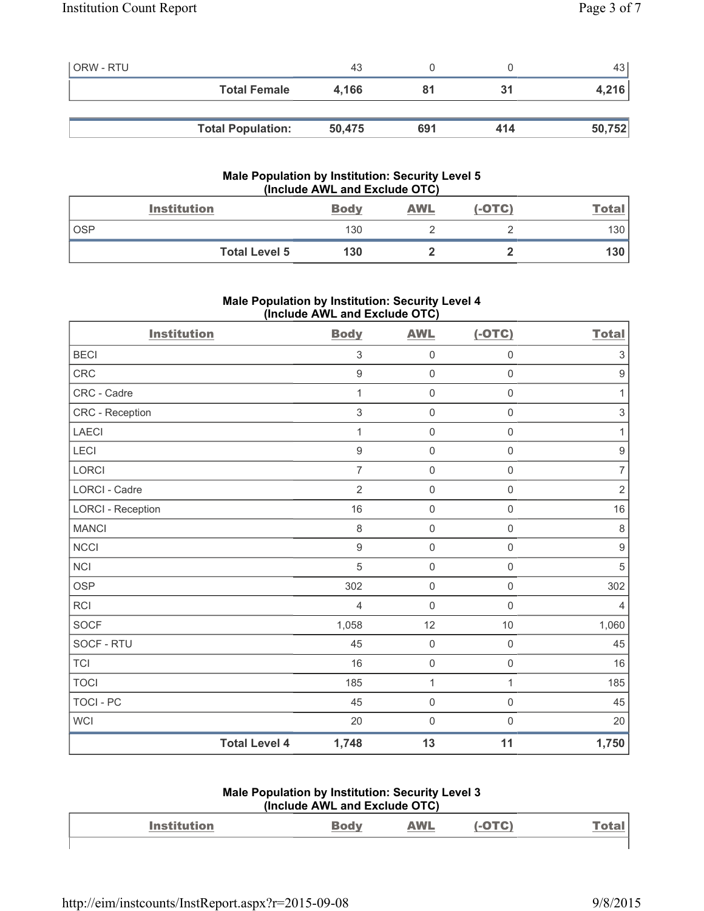| ORW - RTU | 43 | 0 | 0 | 43 |
|---|---|---|---|---|
| **Total Female** | **4,166** | **81** | **31** | **4,216** |

| **Total Population:** | **50,475** | **691** | **414** | **50,752** |
|---|---|---|---|---|

### Male Population by Institution: Security Level 5 (Include AWL and Exclude OTC)

| Institution | Body | AWL | (-OTC) | Total |
|---|---|---|---|---|
| OSP | 130 | 2 | 2 | 130 |
| **Total Level 5** | **130** | **2** | **2** | **130** |

### Male Population by Institution: Security Level 4 (Include AWL and Exclude OTC)

| Institution | Body | AWL | (-OTC) | Total |
|---|---|---|---|---|
| BECI | 3 | 0 | 0 | 3 |
| CRC | 9 | 0 | 0 | 9 |
| CRC - Cadre | 1 | 0 | 0 | 1 |
| CRC - Reception | 3 | 0 | 0 | 3 |
| LAECI | 1 | 0 | 0 | 1 |
| LECI | 9 | 0 | 0 | 9 |
| LORCI | 7 | 0 | 0 | 7 |
| LORCI - Cadre | 2 | 0 | 0 | 2 |
| LORCI - Reception | 16 | 0 | 0 | 16 |
| MANCI | 8 | 0 | 0 | 8 |
| NCCI | 9 | 0 | 0 | 9 |
| NCI | 5 | 0 | 0 | 5 |
| OSP | 302 | 0 | 0 | 302 |
| RCI | 4 | 0 | 0 | 4 |
| SOCF | 1,058 | 12 | 10 | 1,060 |
| SOCF - RTU | 45 | 0 | 0 | 45 |
| TCI | 16 | 0 | 0 | 16 |
| TOCI | 185 | 1 | 1 | 185 |
| TOCI - PC | 45 | 0 | 0 | 45 |
| WCI | 20 | 0 | 0 | 20 |
| **Total Level 4** | **1,748** | **13** | **11** | **1,750** |

### Male Population by Institution: Security Level 3 (Include AWL and Exclude OTC)

| Institution | Body | AWL | (-OTC) | Total |
|---|---|---|---|---|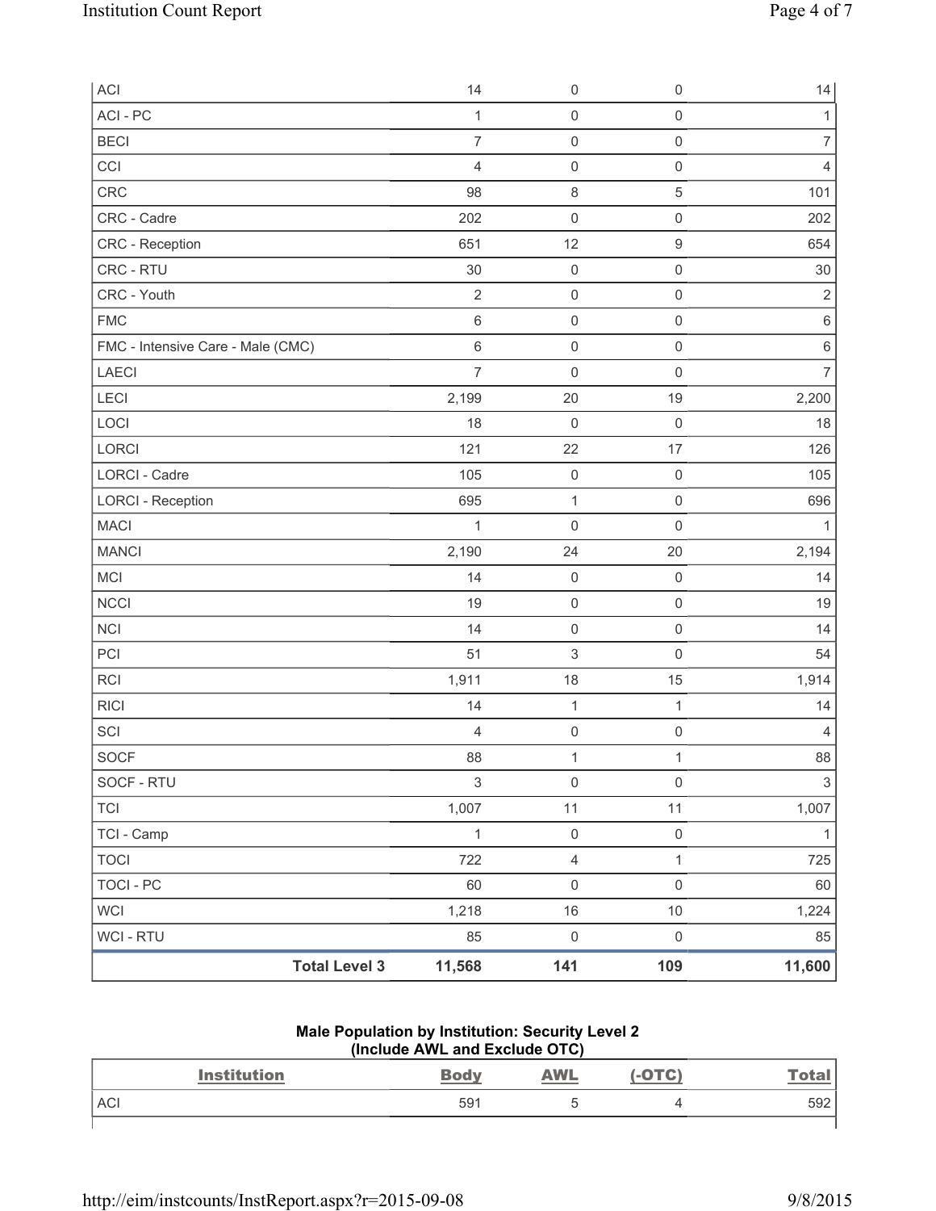| ACI | 14 | 0 | 0 | 14 |
|---|---|---|---|---|
| ACI - PC | 1 | 0 | 0 | 1 |
| BECI | 7 | 0 | 0 | 7 |
| CCI | 4 | 0 | 0 | 4 |
| CRC | 98 | 8 | 5 | 101 |
| CRC - Cadre | 202 | 0 | 0 | 202 |
| CRC - Reception | 651 | 12 | 9 | 654 |
| CRC - RTU | 30 | 0 | 0 | 30 |
| CRC - Youth | 2 | 0 | 0 | 2 |
| FMC | 6 | 0 | 0 | 6 |
| FMC - Intensive Care - Male (CMC) | 6 | 0 | 0 | 6 |
| LAECI | 7 | 0 | 0 | 7 |
| LECI | 2,199 | 20 | 19 | 2,200 |
| LOCI | 18 | 0 | 0 | 18 |
| LORCI | 121 | 22 | 17 | 126 |
| LORCI - Cadre | 105 | 0 | 0 | 105 |
| LORCI - Reception | 695 | 1 | 0 | 696 |
| MACI | 1 | 0 | 0 | 1 |
| MANCI | 2,190 | 24 | 20 | 2,194 |
| MCI | 14 | 0 | 0 | 14 |
| NCCI | 19 | 0 | 0 | 19 |
| NCI | 14 | 0 | 0 | 14 |
| PCI | 51 | 3 | 0 | 54 |
| RCI | 1,911 | 18 | 15 | 1,914 |
| RICI | 14 | 1 | 1 | 14 |
| SCI | 4 | 0 | 0 | 4 |
| SOCF | 88 | 1 | 1 | 88 |
| SOCF - RTU | 3 | 0 | 0 | 3 |
| TCI | 1,007 | 11 | 11 | 1,007 |
| TCI - Camp | 1 | 0 | 0 | 1 |
| TOCI | 722 | 4 | 1 | 725 |
| TOCI - PC | 60 | 0 | 0 | 60 |
| WCI | 1,218 | 16 | 10 | 1,224 |
| WCI - RTU | 85 | 0 | 0 | 85 |
| **Total Level 3** | **11,568** | **141** | **109** | **11,600** |

### Male Population by Institution: Security Level 2
### (Include AWL and Exclude OTC)

| Institution | Body | AWL | (-OTC) | Total |
|---|---|---|---|---|
| ACI | 591 | 5 | 4 | 592 |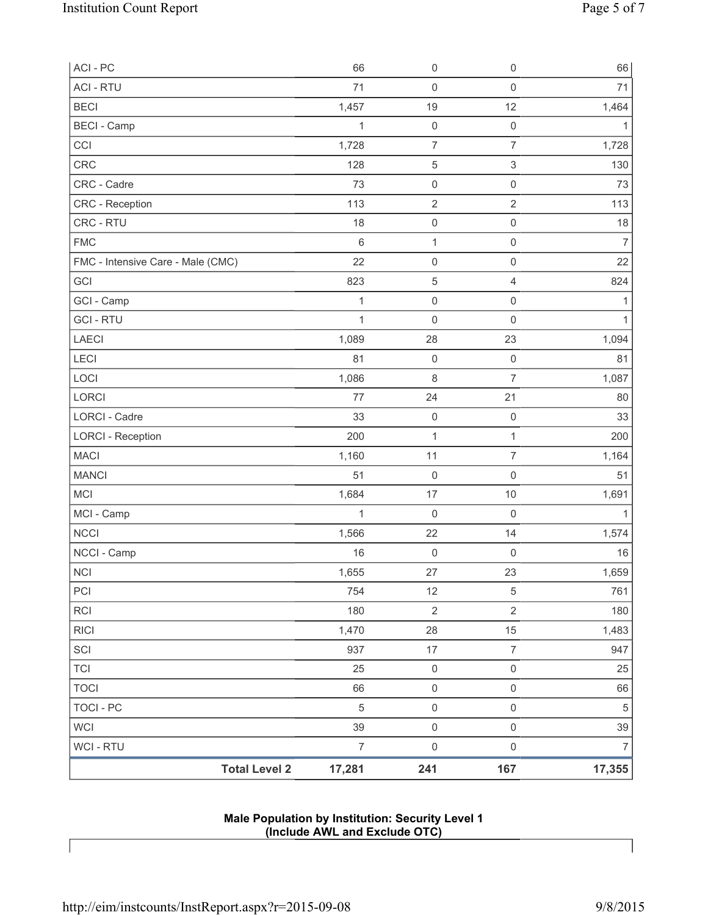| ACI - PC | 66 | 0 | 0 | 66 |
|---|---|---|---|---|
| ACI - RTU | 71 | 0 | 0 | 71 |
| BECI | 1,457 | 19 | 12 | 1,464 |
| BECI - Camp | 1 | 0 | 0 | 1 |
| CCI | 1,728 | 7 | 7 | 1,728 |
| CRC | 128 | 5 | 3 | 130 |
| CRC - Cadre | 73 | 0 | 0 | 73 |
| CRC - Reception | 113 | 2 | 2 | 113 |
| CRC - RTU | 18 | 0 | 0 | 18 |
| FMC | 6 | 1 | 0 | 7 |
| FMC - Intensive Care - Male (CMC) | 22 | 0 | 0 | 22 |
| GCI | 823 | 5 | 4 | 824 |
| GCI - Camp | 1 | 0 | 0 | 1 |
| GCI - RTU | 1 | 0 | 0 | 1 |
| LAECI | 1,089 | 28 | 23 | 1,094 |
| LECI | 81 | 0 | 0 | 81 |
| LOCI | 1,086 | 8 | 7 | 1,087 |
| LORCI | 77 | 24 | 21 | 80 |
| LORCI - Cadre | 33 | 0 | 0 | 33 |
| LORCI - Reception | 200 | 1 | 1 | 200 |
| MACI | 1,160 | 11 | 7 | 1,164 |
| MANCI | 51 | 0 | 0 | 51 |
| MCI | 1,684 | 17 | 10 | 1,691 |
| MCI - Camp | 1 | 0 | 0 | 1 |
| NCCI | 1,566 | 22 | 14 | 1,574 |
| NCCI - Camp | 16 | 0 | 0 | 16 |
| NCI | 1,655 | 27 | 23 | 1,659 |
| PCI | 754 | 12 | 5 | 761 |
| RCI | 180 | 2 | 2 | 180 |
| RICI | 1,470 | 28 | 15 | 1,483 |
| SCI | 937 | 17 | 7 | 947 |
| TCI | 25 | 0 | 0 | 25 |
| TOCI | 66 | 0 | 0 | 66 |
| TOCI - PC | 5 | 0 | 0 | 5 |
| WCI | 39 | 0 | 0 | 39 |
| WCI - RTU | 7 | 0 | 0 | 7 |
| **Total Level 2** | **17,281** | **241** | **167** | **17,355** |

**Male Population by Institution: Security Level 1**
**(Include AWL and Exclude OTC)**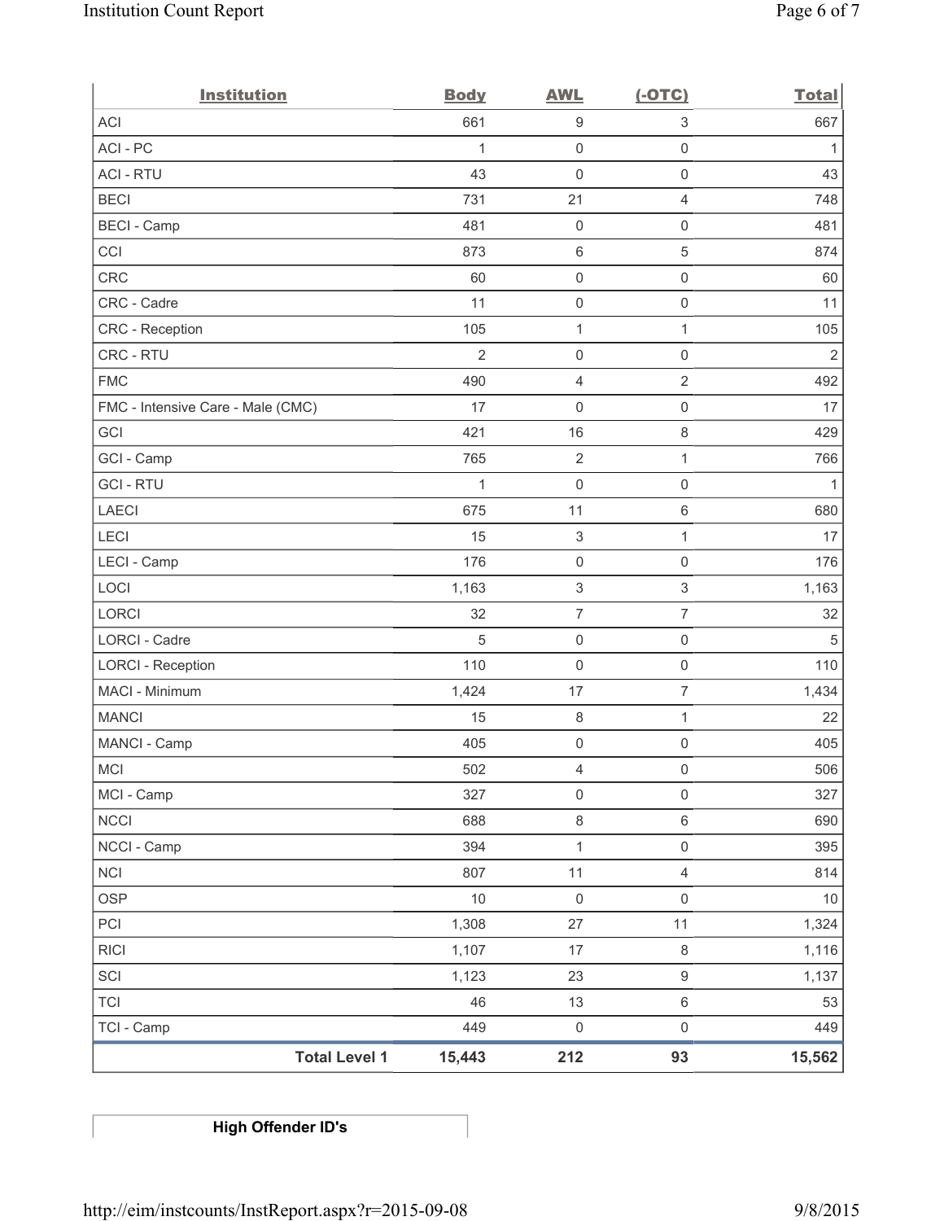| Institution | Body | AWL | (-OTC) | Total |
|---|---|---|---|---|
| ACI | 661 | 9 | 3 | 667 |
| ACI - PC | 1 | 0 | 0 | 1 |
| ACI - RTU | 43 | 0 | 0 | 43 |
| BECI | 731 | 21 | 4 | 748 |
| BECI - Camp | 481 | 0 | 0 | 481 |
| CCI | 873 | 6 | 5 | 874 |
| CRC | 60 | 0 | 0 | 60 |
| CRC - Cadre | 11 | 0 | 0 | 11 |
| CRC - Reception | 105 | 1 | 1 | 105 |
| CRC - RTU | 2 | 0 | 0 | 2 |
| FMC | 490 | 4 | 2 | 492 |
| FMC - Intensive Care - Male (CMC) | 17 | 0 | 0 | 17 |
| GCI | 421 | 16 | 8 | 429 |
| GCI - Camp | 765 | 2 | 1 | 766 |
| GCI - RTU | 1 | 0 | 0 | 1 |
| LAECI | 675 | 11 | 6 | 680 |
| LECI | 15 | 3 | 1 | 17 |
| LECI - Camp | 176 | 0 | 0 | 176 |
| LOCI | 1,163 | 3 | 3 | 1,163 |
| LORCI | 32 | 7 | 7 | 32 |
| LORCI - Cadre | 5 | 0 | 0 | 5 |
| LORCI - Reception | 110 | 0 | 0 | 110 |
| MACI - Minimum | 1,424 | 17 | 7 | 1,434 |
| MANCI | 15 | 8 | 1 | 22 |
| MANCI - Camp | 405 | 0 | 0 | 405 |
| MCI | 502 | 4 | 0 | 506 |
| MCI - Camp | 327 | 0 | 0 | 327 |
| NCCI | 688 | 8 | 6 | 690 |
| NCCI - Camp | 394 | 1 | 0 | 395 |
| NCI | 807 | 11 | 4 | 814 |
| OSP | 10 | 0 | 0 | 10 |
| PCI | 1,308 | 27 | 11 | 1,324 |
| RICI | 1,107 | 17 | 8 | 1,116 |
| SCI | 1,123 | 23 | 9 | 1,137 |
| TCI | 46 | 13 | 6 | 53 |
| TCI - Camp | 449 | 0 | 0 | 449 |
| **Total Level 1** | **15,443** | **212** | **93** | **15,562** |

**High Offender ID's**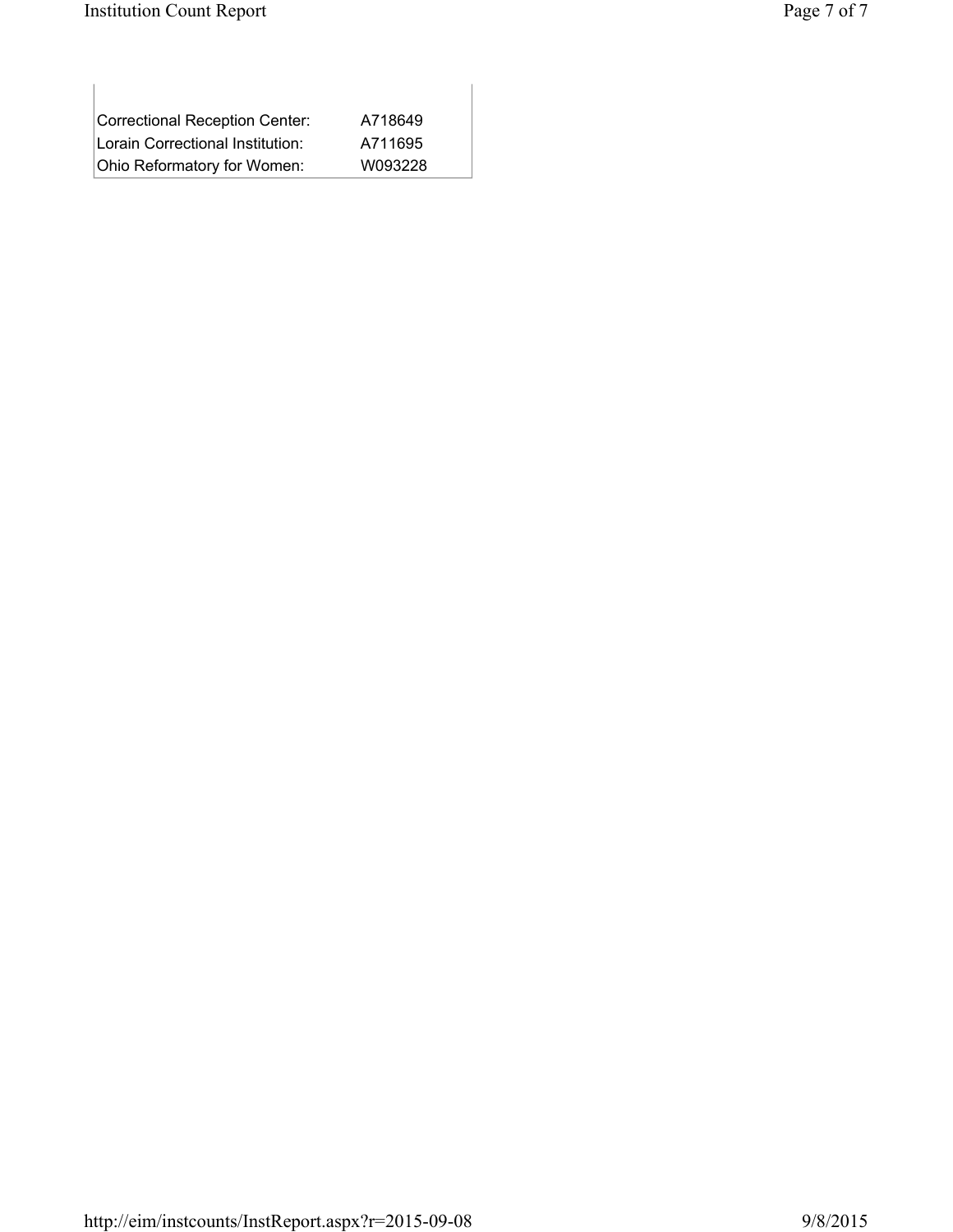| | |
|---|---|
| Correctional Reception Center: | A718649 |
| Lorain Correctional Institution: | A711695 |
| Ohio Reformatory for Women: | W093228 |